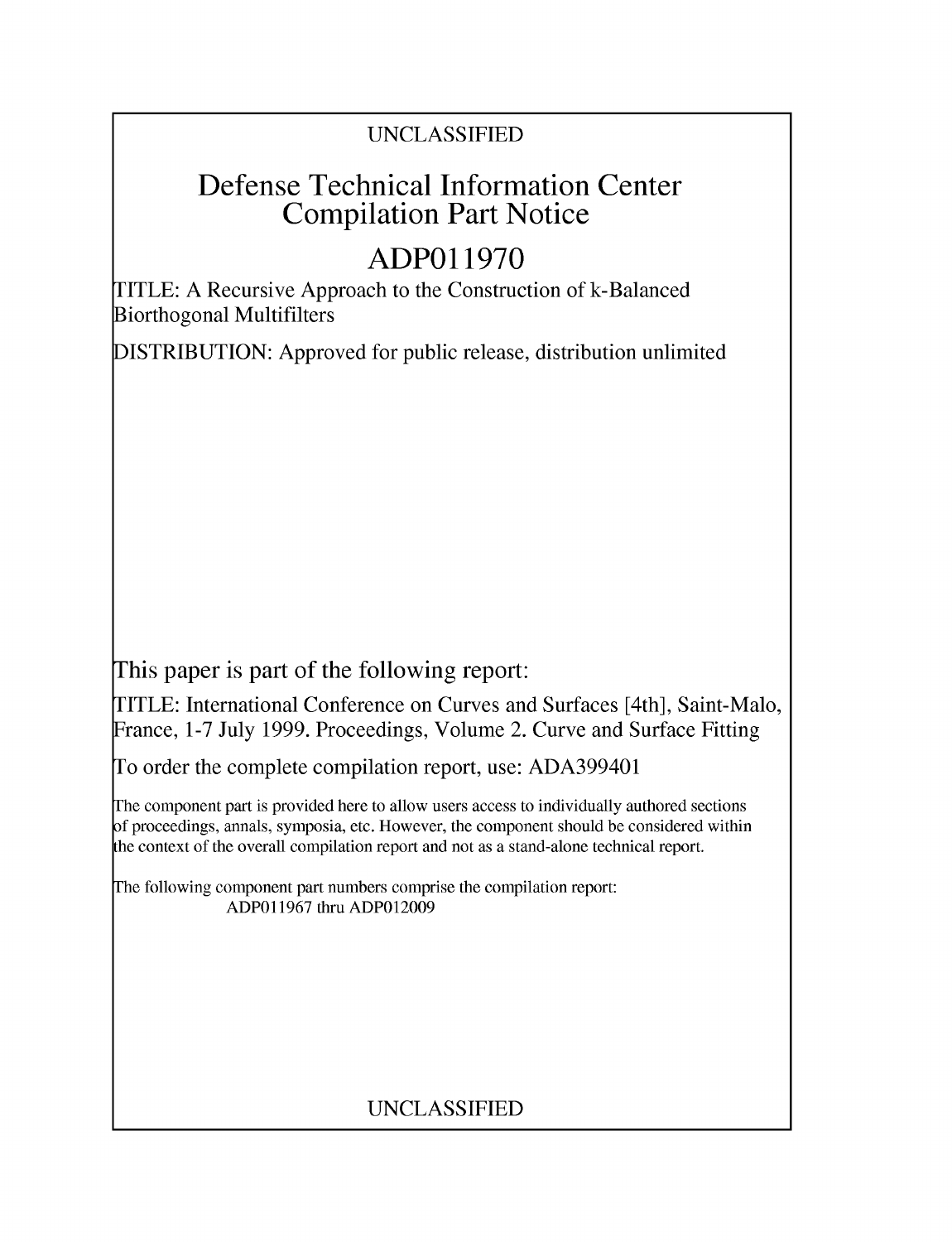UNCLASSIFIED

# Defense Technical Information Center Compilation Part Notice

# ADP011970

TITLE: A Recursive Approach to the Construction of k-Balanced Biorthogonal Multifilters

DISTRIBUTION: Approved for public release, distribution unlimited

This paper is part of the following report:

TITLE: International Conference on Curves and Surfaces [4th], Saint-Malo, France, 1-7 July 1999. Proceedings, Volume 2. Curve and Surface Fitting

To order the complete compilation report, use: ADA399401

The component part is provided here to allow users access to individually authored sections of proceedings, annals, symposia, etc. However, the component should be considered within the context of the overall compilation report and not as a stand-alone technical report.

The following component part numbers comprise the compilation report:
ADP011967 thru ADP012009

UNCLASSIFIED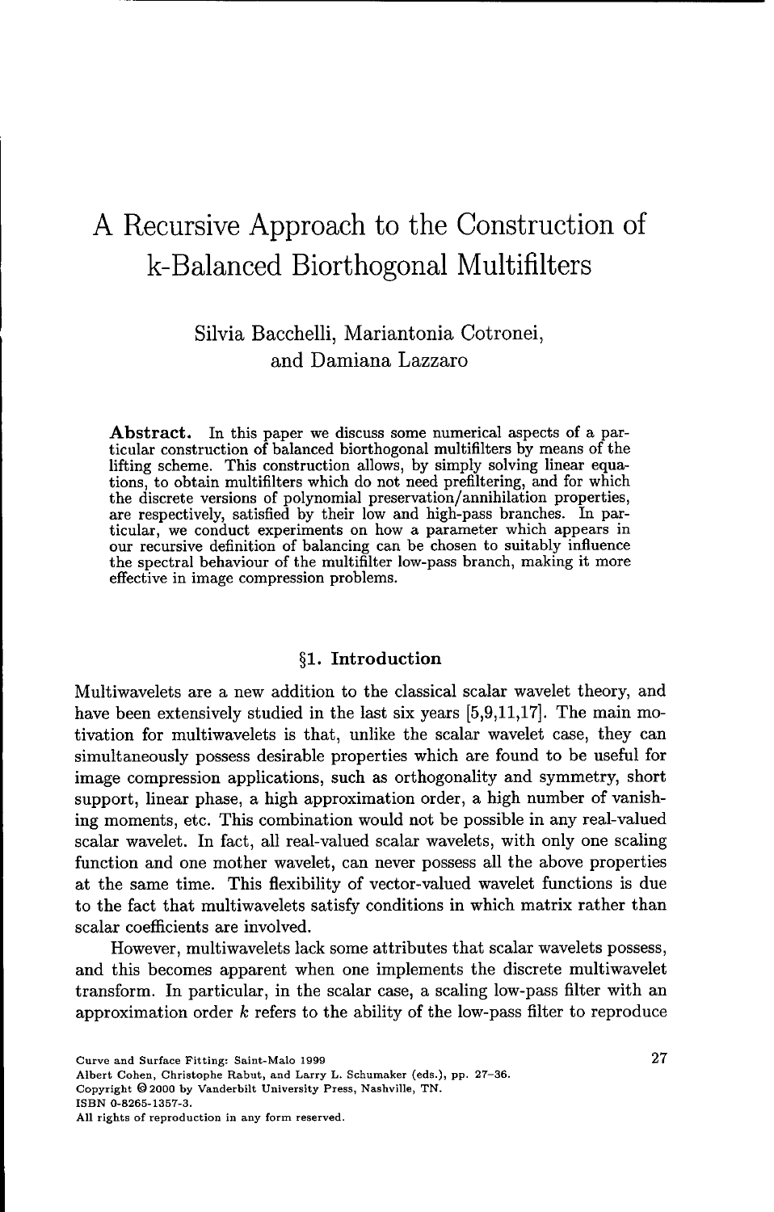# A Recursive Approach to the Construction of k-Balanced Biorthogonal Multifilters

Silvia Bacchelli, Mariantonia Cotronei, and Damiana Lazzaro

**Abstract.** In this paper we discuss some numerical aspects of a particular construction of balanced biorthogonal multifilters by means of the lifting scheme. This construction allows, by simply solving linear equations, to obtain multifilters which do not need prefiltering, and for which the discrete versions of polynomial preservation/annihilation properties, are respectively, satisfied by their low and high-pass branches. In particular, we conduct experiments on how a parameter which appears in our recursive definition of balancing can be chosen to suitably influence the spectral behaviour of the multifilter low-pass branch, making it more effective in image compression problems.

## §1. Introduction

Multiwavelets are a new addition to the classical scalar wavelet theory, and have been extensively studied in the last six years [5,9,11,17]. The main motivation for multiwavelets is that, unlike the scalar wavelet case, they can simultaneously possess desirable properties which are found to be useful for image compression applications, such as orthogonality and symmetry, short support, linear phase, a high approximation order, a high number of vanishing moments, etc. This combination would not be possible in any real-valued scalar wavelet. In fact, all real-valued scalar wavelets, with only one scaling function and one mother wavelet, can never possess all the above properties at the same time. This flexibility of vector-valued wavelet functions is due to the fact that multiwavelets satisfy conditions in which matrix rather than scalar coefficients are involved.

However, multiwavelets lack some attributes that scalar wavelets possess, and this becomes apparent when one implements the discrete multiwavelet transform. In particular, in the scalar case, a scaling low-pass filter with an approximation order $k$ refers to the ability of the low-pass filter to reproduce

Curve and Surface Fitting: Saint-Malo 1999
Albert Cohen, Christophe Rabut, and Larry L. Schumaker (eds.), pp. 27–36.
Copyright © 2000 by Vanderbilt University Press, Nashville, TN.
ISBN 0-8265-1357-3.
All rights of reproduction in any form reserved.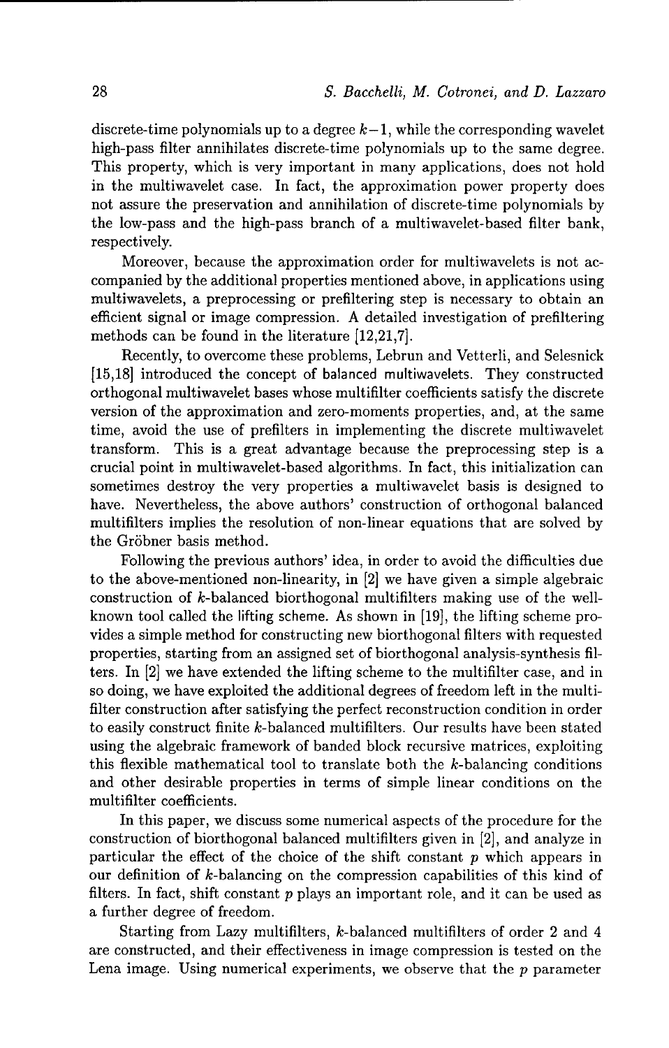discrete-time polynomials up to a degree $k-1$, while the corresponding wavelet high-pass filter annihilates discrete-time polynomials up to the same degree. This property, which is very important in many applications, does not hold in the multiwavelet case. In fact, the approximation power property does not assure the preservation and annihilation of discrete-time polynomials by the low-pass and the high-pass branch of a multiwavelet-based filter bank, respectively.

Moreover, because the approximation order for multiwavelets is not accompanied by the additional properties mentioned above, in applications using multiwavelets, a preprocessing or prefiltering step is necessary to obtain an efficient signal or image compression. A detailed investigation of prefiltering methods can be found in the literature [12,21,7].

Recently, to overcome these problems, Lebrun and Vetterli, and Selesnick [15,18] introduced the concept of balanced multiwavelets. They constructed orthogonal multiwavelet bases whose multifilter coefficients satisfy the discrete version of the approximation and zero-moments properties, and, at the same time, avoid the use of prefilters in implementing the discrete multiwavelet transform. This is a great advantage because the preprocessing step is a crucial point in multiwavelet-based algorithms. In fact, this initialization can sometimes destroy the very properties a multiwavelet basis is designed to have. Nevertheless, the above authors' construction of orthogonal balanced multifilters implies the resolution of non-linear equations that are solved by the Gröbner basis method.

Following the previous authors' idea, in order to avoid the difficulties due to the above-mentioned non-linearity, in [2] we have given a simple algebraic construction of $k$-balanced biorthogonal multifilters making use of the well-known tool called the lifting scheme. As shown in [19], the lifting scheme provides a simple method for constructing new biorthogonal filters with requested properties, starting from an assigned set of biorthogonal analysis-synthesis filters. In [2] we have extended the lifting scheme to the multifilter case, and in so doing, we have exploited the additional degrees of freedom left in the multifilter construction after satisfying the perfect reconstruction condition in order to easily construct finite $k$-balanced multifilters. Our results have been stated using the algebraic framework of banded block recursive matrices, exploiting this flexible mathematical tool to translate both the $k$-balancing conditions and other desirable properties in terms of simple linear conditions on the multifilter coefficients.

In this paper, we discuss some numerical aspects of the procedure for the construction of biorthogonal balanced multifilters given in [2], and analyze in particular the effect of the choice of the shift constant $p$ which appears in our definition of $k$-balancing on the compression capabilities of this kind of filters. In fact, shift constant $p$ plays an important role, and it can be used as a further degree of freedom.

Starting from Lazy multifilters, $k$-balanced multifilters of order 2 and 4 are constructed, and their effectiveness in image compression is tested on the Lena image. Using numerical experiments, we observe that the $p$ parameter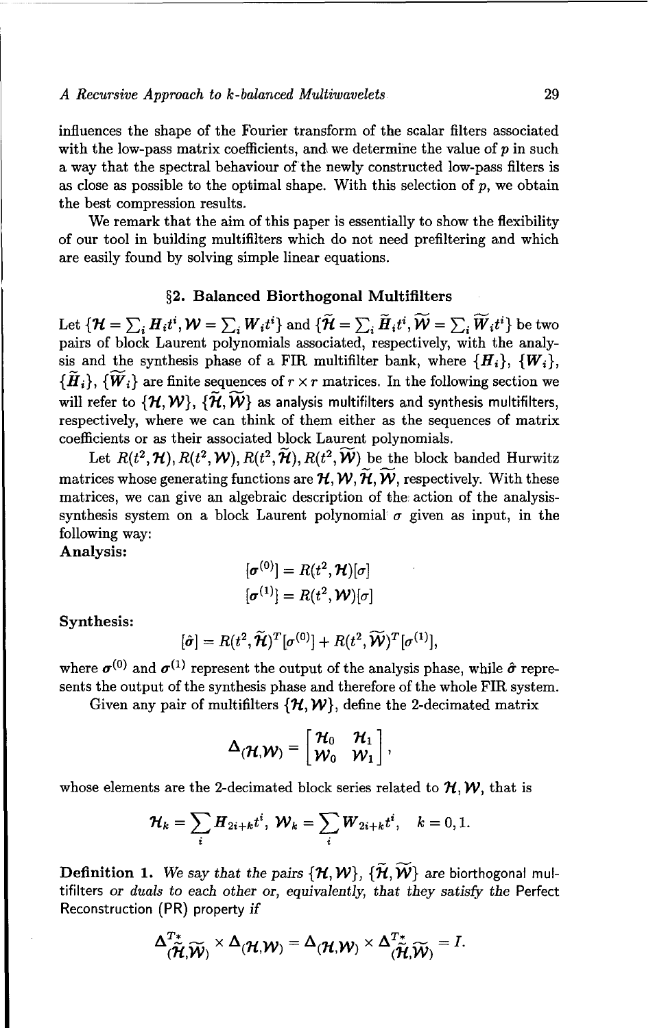influences the shape of the Fourier transform of the scalar filters associated with the low-pass matrix coefficients, and we determine the value of $p$ in such a way that the spectral behaviour of the newly constructed low-pass filters is as close as possible to the optimal shape. With this selection of $p$, we obtain the best compression results.

We remark that the aim of this paper is essentially to show the flexibility of our tool in building multifilters which do not need prefiltering and which are easily found by solving simple linear equations.

## §2. Balanced Biorthogonal Multifilters

Let $\{\mathcal{H} = \sum_i \boldsymbol{H}_i t^i, \mathcal{W} = \sum_i \boldsymbol{W}_i t^i\}$ and $\{\widetilde{\mathcal{H}} = \sum_i \widetilde{\boldsymbol{H}}_i t^i, \widetilde{\mathcal{W}} = \sum_i \widetilde{\boldsymbol{W}}_i t^i\}$ be two pairs of block Laurent polynomials associated, respectively, with the analysis and the synthesis phase of a FIR multifilter bank, where $\{\boldsymbol{H}_i\}$, $\{\boldsymbol{W}_i\}$, $\{\widetilde{\boldsymbol{H}}_i\}$, $\{\widetilde{\boldsymbol{W}}_i\}$ are finite sequences of $r \times r$ matrices. In the following section we will refer to $\{\mathcal{H}, \mathcal{W}\}$, $\{\widetilde{\mathcal{H}}, \widetilde{\mathcal{W}}\}$ as analysis multifilters and synthesis multifilters, respectively, where we can think of them either as the sequences of matrix coefficients or as their associated block Laurent polynomials.

Let $R(t^2, \mathcal{H}), R(t^2, \mathcal{W}), R(t^2, \widetilde{\mathcal{H}}), R(t^2, \widetilde{\mathcal{W}})$ be the block banded Hurwitz matrices whose generating functions are $\mathcal{H}, \mathcal{W}, \widetilde{\mathcal{H}}, \widetilde{\mathcal{W}}$, respectively. With these matrices, we can give an algebraic description of the action of the analysis-synthesis system on a block Laurent polynomial $\sigma$ given as input, in the following way:

**Analysis:**

$$[\sigma^{(0)}] = R(t^2, \mathcal{H})[\sigma]$$

$$[\sigma^{(1)}] = R(t^2, \mathcal{W})[\sigma]$$

**Synthesis:**

$$[\hat{\sigma}] = R(t^2, \widetilde{\mathcal{H}})^T[\sigma^{(0)}] + R(t^2, \widetilde{\mathcal{W}})^T[\sigma^{(1)}],$$

where $\boldsymbol{\sigma}^{(0)}$ and $\boldsymbol{\sigma}^{(1)}$ represent the output of the analysis phase, while $\hat{\boldsymbol{\sigma}}$ represents the output of the synthesis phase and therefore of the whole FIR system.

Given any pair of multifilters $\{\mathcal{H}, \mathcal{W}\}$, define the 2-decimated matrix

$$\Delta_{(\mathcal{H},\mathcal{W})} = \begin{bmatrix} \mathcal{H}_0 & \mathcal{H}_1 \\ \mathcal{W}_0 & \mathcal{W}_1 \end{bmatrix},$$

whose elements are the 2-decimated block series related to $\mathcal{H}, \mathcal{W}$, that is

$$\mathcal{H}_k = \sum_i \boldsymbol{H}_{2i+k} t^i, \; \mathcal{W}_k = \sum_i \boldsymbol{W}_{2i+k} t^i, \quad k = 0, 1.$$

**Definition 1.** *We say that the pairs $\{\mathcal{H}, \mathcal{W}\}$, $\{\widetilde{\mathcal{H}}, \widetilde{\mathcal{W}}\}$ are* biorthogonal multifilters *or duals to each other or, equivalently, that they satisfy the* Perfect Reconstruction (PR) property *if*

$$\Delta^{T*}_{(\widetilde{\mathcal{H}},\widetilde{\mathcal{W}})} \times \Delta_{(\mathcal{H},\mathcal{W})} = \Delta_{(\mathcal{H},\mathcal{W})} \times \Delta^{T*}_{(\widetilde{\mathcal{H}},\widetilde{\mathcal{W}})} = I.$$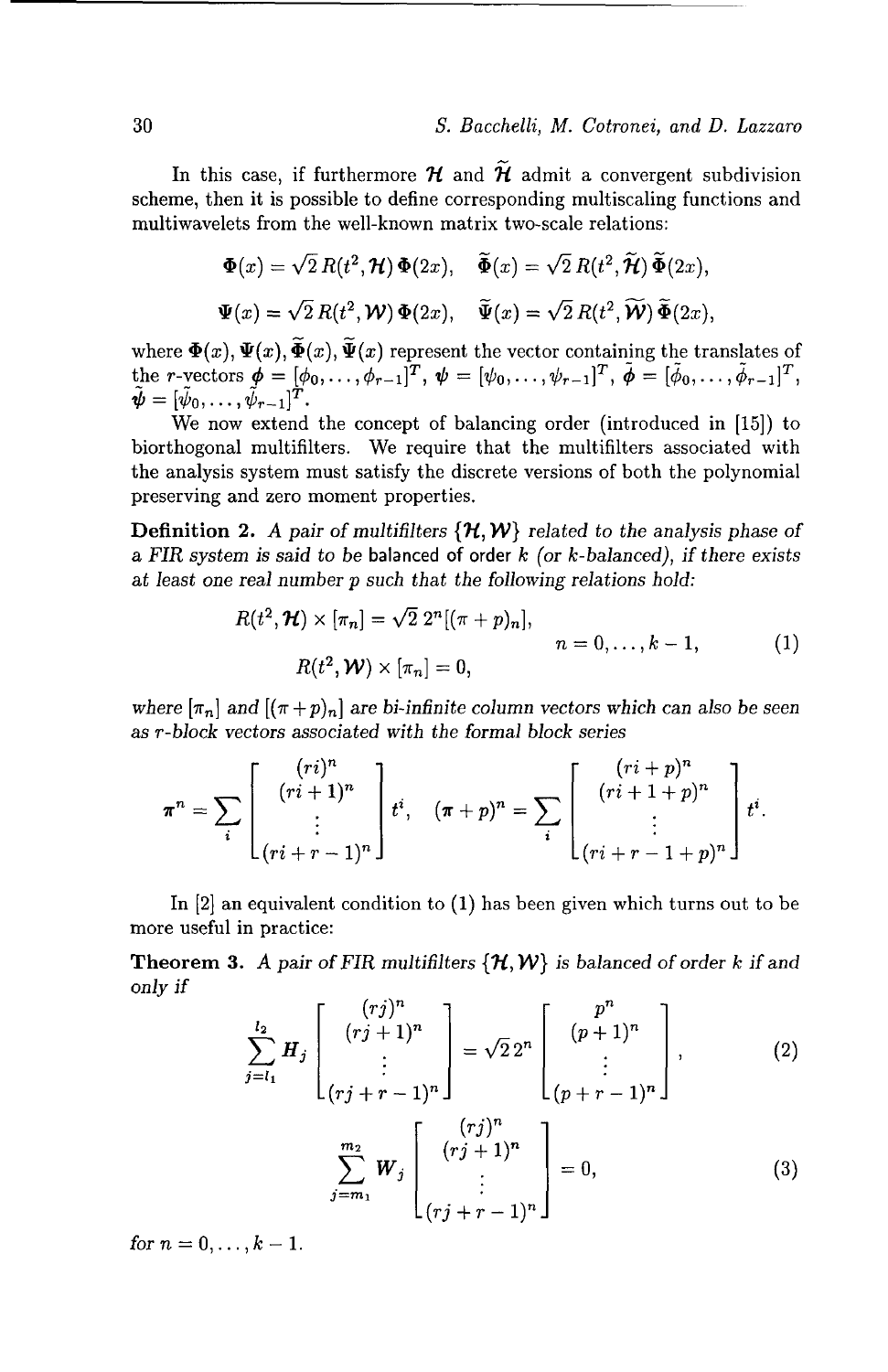In this case, if furthermore $\mathcal{H}$ and $\widetilde{\mathcal{H}}$ admit a convergent subdivision scheme, then it is possible to define corresponding multiscaling functions and multiwavelets from the well-known matrix two-scale relations:

$$\mathbf{\Phi}(x) = \sqrt{2}\, R(t^2, \mathcal{H})\, \mathbf{\Phi}(2x), \quad \widetilde{\mathbf{\Phi}}(x) = \sqrt{2}\, R(t^2, \widetilde{\mathcal{H}})\, \widetilde{\mathbf{\Phi}}(2x),$$

$$\mathbf{\Psi}(x) = \sqrt{2}\, R(t^2, \mathcal{W})\, \mathbf{\Phi}(2x), \quad \widetilde{\mathbf{\Psi}}(x) = \sqrt{2}\, R(t^2, \widetilde{\mathcal{W}})\, \widetilde{\mathbf{\Phi}}(2x),$$

where $\mathbf{\Phi}(x), \mathbf{\Psi}(x), \widetilde{\mathbf{\Phi}}(x), \widetilde{\mathbf{\Psi}}(x)$ represent the vector containing the translates of the $r$-vectors $\boldsymbol{\phi} = [\phi_0, \ldots, \phi_{r-1}]^T$, $\boldsymbol{\psi} = [\psi_0, \ldots, \psi_{r-1}]^T$, $\tilde{\boldsymbol{\phi}} = [\tilde{\phi}_0, \ldots, \tilde{\phi}_{r-1}]^T$, $\tilde{\boldsymbol{\psi}} = [\tilde{\psi}_0, \ldots, \tilde{\psi}_{r-1}]^T$.

We now extend the concept of balancing order (introduced in [15]) to biorthogonal multifilters. We require that the multifilters associated with the analysis system must satisfy the discrete versions of both the polynomial preserving and zero moment properties.

**Definition 2.** *A pair of multifilters $\{\mathcal{H}, \mathcal{W}\}$ related to the analysis phase of a FIR system is said to be* balanced of order $k$ *(or $k$-balanced), if there exists at least one real number $p$ such that the following relations hold:*

$$\begin{aligned} R(t^2, \mathcal{H}) \times [\pi_n] &= \sqrt{2}\, 2^n [(\pi + p)_n], \\ R(t^2, \mathcal{W}) \times [\pi_n] &= 0, \end{aligned} \qquad n = 0, \ldots, k-1, \tag{1}$$

*where $[\pi_n]$ and $[(\pi + p)_n]$ are bi-infinite column vectors which can also be seen as $r$-block vectors associated with the formal block series*

$$\boldsymbol{\pi}^n = \sum_i \begin{bmatrix} (ri)^n \\ (ri+1)^n \\ \vdots \\ (ri+r-1)^n \end{bmatrix} t^i, \quad (\boldsymbol{\pi} + p)^n = \sum_i \begin{bmatrix} (ri+p)^n \\ (ri+1+p)^n \\ \vdots \\ (ri+r-1+p)^n \end{bmatrix} t^i.$$

In [2] an equivalent condition to (1) has been given which turns out to be more useful in practice:

**Theorem 3.** *A pair of FIR multifilters $\{\mathcal{H}, \mathcal{W}\}$ is balanced of order $k$ if and only if*

$$\sum_{j=l_1}^{l_2} \boldsymbol{H}_j \begin{bmatrix} (rj)^n \\ (rj+1)^n \\ \vdots \\ (rj+r-1)^n \end{bmatrix} = \sqrt{2}\, 2^n \begin{bmatrix} p^n \\ (p+1)^n \\ \vdots \\ (p+r-1)^n \end{bmatrix}, \tag{2}$$

$$\sum_{j=m_1}^{m_2} \boldsymbol{W}_j \begin{bmatrix} (rj)^n \\ (rj+1)^n \\ \vdots \\ (rj+r-1)^n \end{bmatrix} = 0, \tag{3}$$

*for $n = 0, \ldots, k-1$.*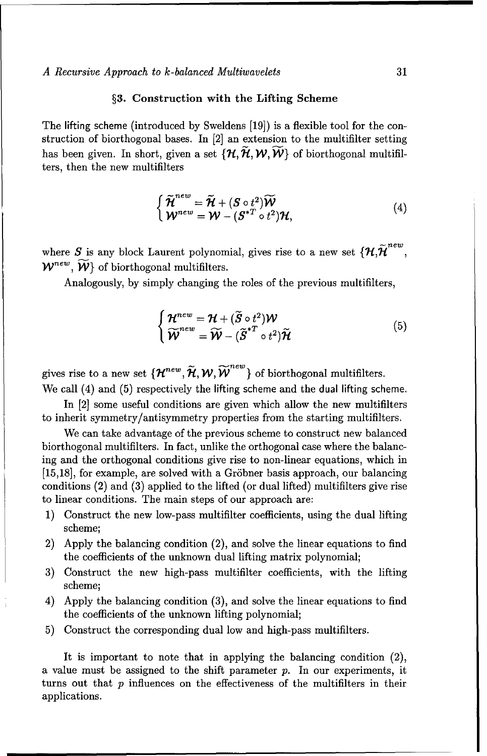## §3. Construction with the Lifting Scheme

The lifting scheme (introduced by Sweldens [19]) is a flexible tool for the construction of biorthogonal bases. In [2] an extension to the multifilter setting has been given. In short, given a set $\{\mathcal{H}, \widetilde{\mathcal{H}}, \mathcal{W}, \widetilde{\mathcal{W}}\}$ of biorthogonal multifilters, then the new multifilters

$$
\begin{cases} \widetilde{\mathcal{H}}^{new} = \widetilde{\mathcal{H}} + (\mathcal{S} \circ t^2)\widetilde{\mathcal{W}} \\ \mathcal{W}^{new} = \mathcal{W} - (\mathcal{S}^{*T} \circ t^2)\mathcal{H}, \end{cases} \tag{4}
$$

where $\mathcal{S}$ is any block Laurent polynomial, gives rise to a new set $\{\mathcal{H}, \widetilde{\mathcal{H}}^{new}, \mathcal{W}^{new}, \widetilde{\mathcal{W}}\}$ of biorthogonal multifilters.

Analogously, by simply changing the roles of the previous multifilters,

$$
\begin{cases} \mathcal{H}^{new} = \mathcal{H} + (\widetilde{\mathcal{S}} \circ t^2)\mathcal{W} \\ \widetilde{\mathcal{W}}^{new} = \widetilde{\mathcal{W}} - (\widetilde{\mathcal{S}}^{*T} \circ t^2)\widetilde{\mathcal{H}} \end{cases} \tag{5}
$$

gives rise to a new set $\{\mathcal{H}^{new}, \widetilde{\mathcal{H}}, \mathcal{W}, \widetilde{\mathcal{W}}^{new}\}$ of biorthogonal multifilters.
We call (4) and (5) respectively the lifting scheme and the dual lifting scheme.

In [2] some useful conditions are given which allow the new multifilters to inherit symmetry/antisymmetry properties from the starting multifilters.

We can take advantage of the previous scheme to construct new balanced biorthogonal multifilters. In fact, unlike the orthogonal case where the balancing and the orthogonal conditions give rise to non-linear equations, which in [15,18], for example, are solved with a Gröbner basis approach, our balancing conditions (2) and (3) applied to the lifted (or dual lifted) multifilters give rise to linear conditions. The main steps of our approach are:

1) Construct the new low-pass multifilter coefficients, using the dual lifting scheme;
2) Apply the balancing condition (2), and solve the linear equations to find the coefficients of the unknown dual lifting matrix polynomial;
3) Construct the new high-pass multifilter coefficients, with the lifting scheme;
4) Apply the balancing condition (3), and solve the linear equations to find the coefficients of the unknown lifting polynomial;
5) Construct the corresponding dual low and high-pass multifilters.

It is important to note that in applying the balancing condition (2), a value must be assigned to the shift parameter $p$. In our experiments, it turns out that $p$ influences on the effectiveness of the multifilters in their applications.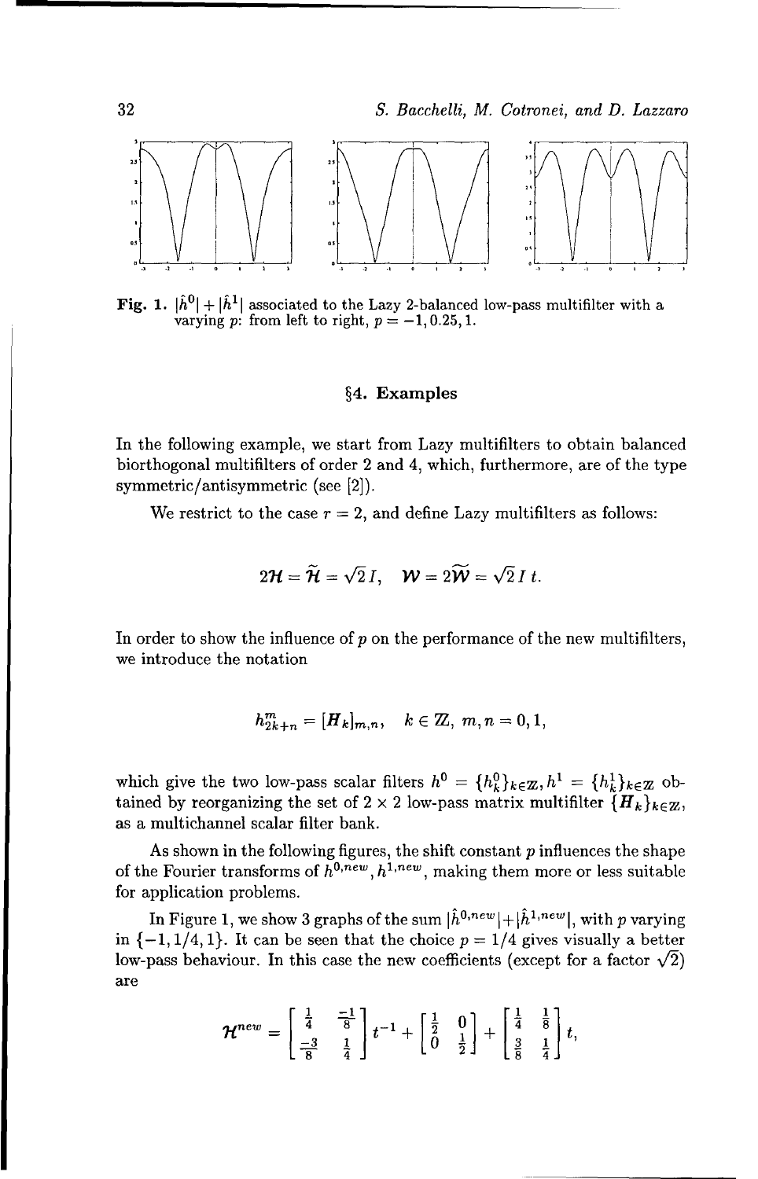**Fig. 1.** $|\hat{h}^0| + |\hat{h}^1|$ associated to the Lazy 2-balanced low-pass multifilter with a varying $p$: from left to right, $p = -1, 0.25, 1$.

## §4. Examples

In the following example, we start from Lazy multifilters to obtain balanced biorthogonal multifilters of order 2 and 4, which, furthermore, are of the type symmetric/antisymmetric (see [2]).

We restrict to the case $r = 2$, and define Lazy multifilters as follows:

$$2\mathcal{H} = \widetilde{\mathcal{H}} = \sqrt{2}\, I, \quad \mathcal{W} = 2\widetilde{\mathcal{W}} = \sqrt{2}\, I\, t.$$

In order to show the influence of $p$ on the performance of the new multifilters, we introduce the notation

$$h^m_{2k+n} = [\boldsymbol{H}_k]_{m,n}, \quad k \in \mathbb{Z}, \; m, n = 0, 1,$$

which give the two low-pass scalar filters $h^0 = \{h^0_k\}_{k \in \mathbb{Z}}, h^1 = \{h^1_k\}_{k \in \mathbb{Z}}$ obtained by reorganizing the set of $2 \times 2$ low-pass matrix multifilter $\{\boldsymbol{H}_k\}_{k \in \mathbb{Z}}$, as a multichannel scalar filter bank.

As shown in the following figures, the shift constant $p$ influences the shape of the Fourier transforms of $h^{0,new}, h^{1,new}$, making them more or less suitable for application problems.

In Figure 1, we show 3 graphs of the sum $|\hat{h}^{0,new}| + |\hat{h}^{1,new}|$, with $p$ varying in $\{-1, 1/4, 1\}$. It can be seen that the choice $p = 1/4$ gives visually a better low-pass behaviour. In this case the new coefficients (except for a factor $\sqrt{2}$) are

$$\mathcal{H}^{new} = \begin{bmatrix} \frac{1}{4} & \frac{-1}{8} \\ \frac{-3}{8} & \frac{1}{4} \end{bmatrix} t^{-1} + \begin{bmatrix} \frac{1}{2} & 0 \\ 0 & \frac{1}{2} \end{bmatrix} + \begin{bmatrix} \frac{1}{4} & \frac{1}{8} \\ \frac{3}{8} & \frac{1}{4} \end{bmatrix} t,$$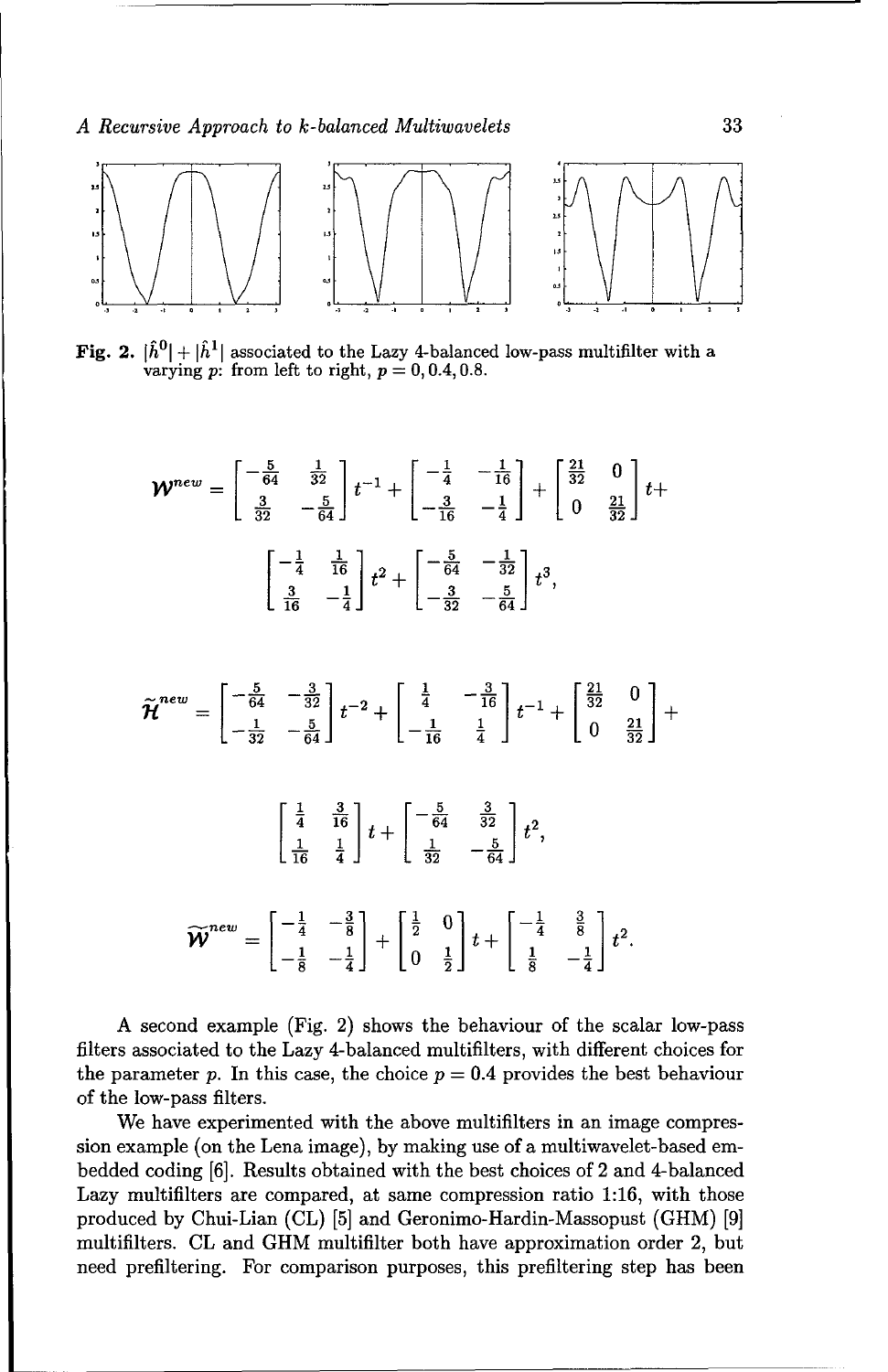Fig. 2. $|\hat{h}^0| + |\hat{h}^1|$ associated to the Lazy 4-balanced low-pass multifilter with a varying $p$: from left to right, $p = 0, 0.4, 0.8$.

$$\mathcal{W}^{new} = \begin{bmatrix} -\frac{5}{64} & \frac{1}{32} \\ \frac{3}{32} & -\frac{5}{64} \end{bmatrix} t^{-1} + \begin{bmatrix} -\frac{1}{4} & -\frac{1}{16} \\ -\frac{3}{16} & -\frac{1}{4} \end{bmatrix} + \begin{bmatrix} \frac{21}{32} & 0 \\ 0 & \frac{21}{32} \end{bmatrix} t +$$

$$\begin{bmatrix} -\frac{1}{4} & \frac{1}{16} \\ \frac{3}{16} & -\frac{1}{4} \end{bmatrix} t^2 + \begin{bmatrix} -\frac{5}{64} & -\frac{1}{32} \\ -\frac{3}{32} & -\frac{5}{64} \end{bmatrix} t^3,$$

$$\widetilde{\mathcal{H}}^{new} = \begin{bmatrix} -\frac{5}{64} & -\frac{3}{32} \\ -\frac{1}{32} & -\frac{5}{64} \end{bmatrix} t^{-2} + \begin{bmatrix} \frac{1}{4} & -\frac{3}{16} \\ -\frac{1}{16} & \frac{1}{4} \end{bmatrix} t^{-1} + \begin{bmatrix} \frac{21}{32} & 0 \\ 0 & \frac{21}{32} \end{bmatrix} +$$

$$\begin{bmatrix} \frac{1}{4} & \frac{3}{16} \\ \frac{1}{16} & \frac{1}{4} \end{bmatrix} t + \begin{bmatrix} -\frac{5}{64} & \frac{3}{32} \\ \frac{1}{32} & -\frac{5}{64} \end{bmatrix} t^2,$$

$$\widetilde{\mathcal{W}}^{new} = \begin{bmatrix} -\frac{1}{4} & -\frac{3}{8} \\ -\frac{1}{8} & -\frac{1}{4} \end{bmatrix} + \begin{bmatrix} \frac{1}{2} & 0 \\ 0 & \frac{1}{2} \end{bmatrix} t + \begin{bmatrix} -\frac{1}{4} & \frac{3}{8} \\ \frac{1}{8} & -\frac{1}{4} \end{bmatrix} t^2.$$

A second example (Fig. 2) shows the behaviour of the scalar low-pass filters associated to the Lazy 4-balanced multifilters, with different choices for the parameter $p$. In this case, the choice $p = 0.4$ provides the best behaviour of the low-pass filters.

We have experimented with the above multifilters in an image compression example (on the Lena image), by making use of a multiwavelet-based embedded coding [6]. Results obtained with the best choices of 2 and 4-balanced Lazy multifilters are compared, at same compression ratio 1:16, with those produced by Chui-Lian (CL) [5] and Geronimo-Hardin-Massopust (GHM) [9] multifilters. CL and GHM multifilter both have approximation order 2, but need prefiltering. For comparison purposes, this prefiltering step has been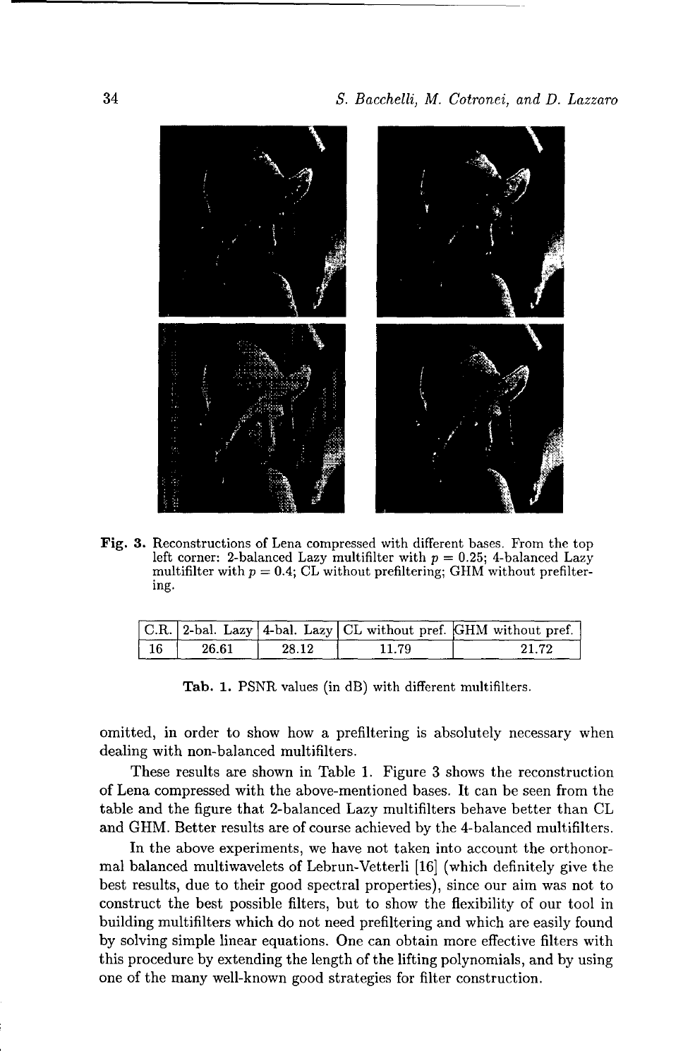**Fig. 3.** Reconstructions of Lena compressed with different bases. From the top left corner: 2-balanced Lazy multifilter with $p = 0.25$; 4-balanced Lazy multifilter with $p = 0.4$; CL without prefiltering; GHM without prefiltering.

| C.R. | 2-bal. Lazy | 4-bal. Lazy | CL without pref. | GHM without pref. |
|---|---|---|---|---|
| 16 | 26.61 | 28.12 | 11.79 | 21.72 |

**Tab. 1.** PSNR values (in dB) with different multifilters.

omitted, in order to show how a prefiltering is absolutely necessary when dealing with non-balanced multifilters.

These results are shown in Table 1. Figure 3 shows the reconstruction of Lena compressed with the above-mentioned bases. It can be seen from the table and the figure that 2-balanced Lazy multifilters behave better than CL and GHM. Better results are of course achieved by the 4-balanced multifilters.

In the above experiments, we have not taken into account the orthonormal balanced multiwavelets of Lebrun-Vetterli [16] (which definitely give the best results, due to their good spectral properties), since our aim was not to construct the best possible filters, but to show the flexibility of our tool in building multifilters which do not need prefiltering and which are easily found by solving simple linear equations. One can obtain more effective filters with this procedure by extending the length of the lifting polynomials, and by using one of the many well-known good strategies for filter construction.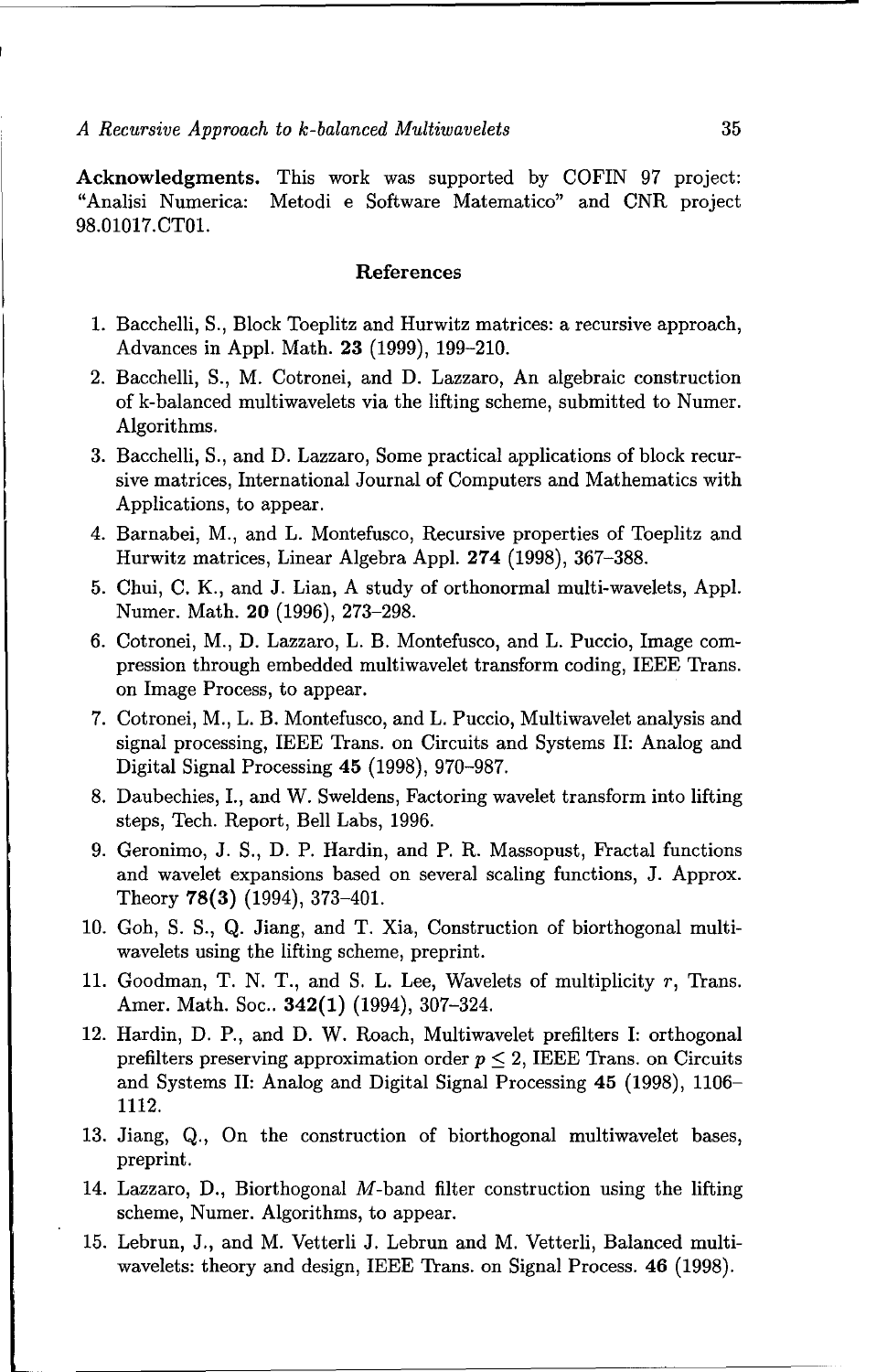**Acknowledgments.** This work was supported by COFIN 97 project: "Analisi Numerica: Metodi e Software Matematico" and CNR project 98.01017.CT01.

## References

1. Bacchelli, S., Block Toeplitz and Hurwitz matrices: a recursive approach, Advances in Appl. Math. **23** (1999), 199–210.
2. Bacchelli, S., M. Cotronei, and D. Lazzaro, An algebraic construction of k-balanced multiwavelets via the lifting scheme, submitted to Numer. Algorithms.
3. Bacchelli, S., and D. Lazzaro, Some practical applications of block recursive matrices, International Journal of Computers and Mathematics with Applications, to appear.
4. Barnabei, M., and L. Montefusco, Recursive properties of Toeplitz and Hurwitz matrices, Linear Algebra Appl. **274** (1998), 367–388.
5. Chui, C. K., and J. Lian, A study of orthonormal multi-wavelets, Appl. Numer. Math. **20** (1996), 273–298.
6. Cotronei, M., D. Lazzaro, L. B. Montefusco, and L. Puccio, Image compression through embedded multiwavelet transform coding, IEEE Trans. on Image Process, to appear.
7. Cotronei, M., L. B. Montefusco, and L. Puccio, Multiwavelet analysis and signal processing, IEEE Trans. on Circuits and Systems II: Analog and Digital Signal Processing **45** (1998), 970–987.
8. Daubechies, I., and W. Sweldens, Factoring wavelet transform into lifting steps, Tech. Report, Bell Labs, 1996.
9. Geronimo, J. S., D. P. Hardin, and P. R. Massopust, Fractal functions and wavelet expansions based on several scaling functions, J. Approx. Theory **78(3)** (1994), 373–401.
10. Goh, S. S., Q. Jiang, and T. Xia, Construction of biorthogonal multiwavelets using the lifting scheme, preprint.
11. Goodman, T. N. T., and S. L. Lee, Wavelets of multiplicity $r$, Trans. Amer. Math. Soc.. **342(1)** (1994), 307–324.
12. Hardin, D. P., and D. W. Roach, Multiwavelet prefilters I: orthogonal prefilters preserving approximation order $p \leq 2$, IEEE Trans. on Circuits and Systems II: Analog and Digital Signal Processing **45** (1998), 1106–1112.
13. Jiang, Q., On the construction of biorthogonal multiwavelet bases, preprint.
14. Lazzaro, D., Biorthogonal $M$-band filter construction using the lifting scheme, Numer. Algorithms, to appear.
15. Lebrun, J., and M. Vetterli J. Lebrun and M. Vetterli, Balanced multiwavelets: theory and design, IEEE Trans. on Signal Process. **46** (1998).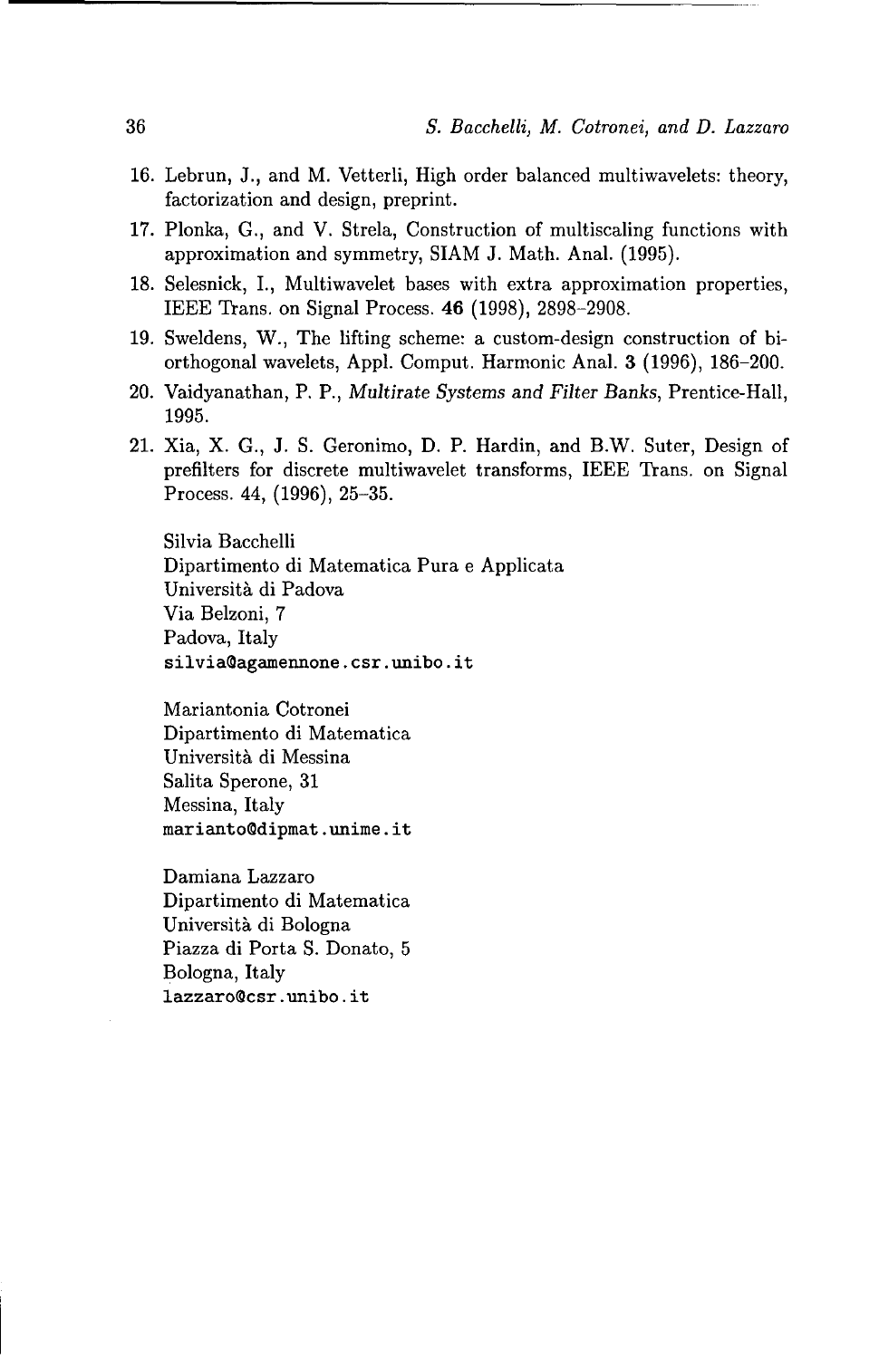16. Lebrun, J., and M. Vetterli, High order balanced multiwavelets: theory, factorization and design, preprint.
17. Plonka, G., and V. Strela, Construction of multiscaling functions with approximation and symmetry, SIAM J. Math. Anal. (1995).
18. Selesnick, I., Multiwavelet bases with extra approximation properties, IEEE Trans. on Signal Process. **46** (1998), 2898–2908.
19. Sweldens, W., The lifting scheme: a custom-design construction of biorthogonal wavelets, Appl. Comput. Harmonic Anal. **3** (1996), 186–200.
20. Vaidyanathan, P. P., *Multirate Systems and Filter Banks*, Prentice-Hall, 1995.
21. Xia, X. G., J. S. Geronimo, D. P. Hardin, and B.W. Suter, Design of prefilters for discrete multiwavelet transforms, IEEE Trans. on Signal Process. 44, (1996), 25–35.

Silvia Bacchelli
Dipartimento di Matematica Pura e Applicata
Università di Padova
Via Belzoni, 7
Padova, Italy
`silvia@agamennone.csr.unibo.it`

Mariantonia Cotronei
Dipartimento di Matematica
Università di Messina
Salita Sperone, 31
Messina, Italy
`marianto@dipmat.unime.it`

Damiana Lazzaro
Dipartimento di Matematica
Università di Bologna
Piazza di Porta S. Donato, 5
Bologna, Italy
`lazzaro@csr.unibo.it`